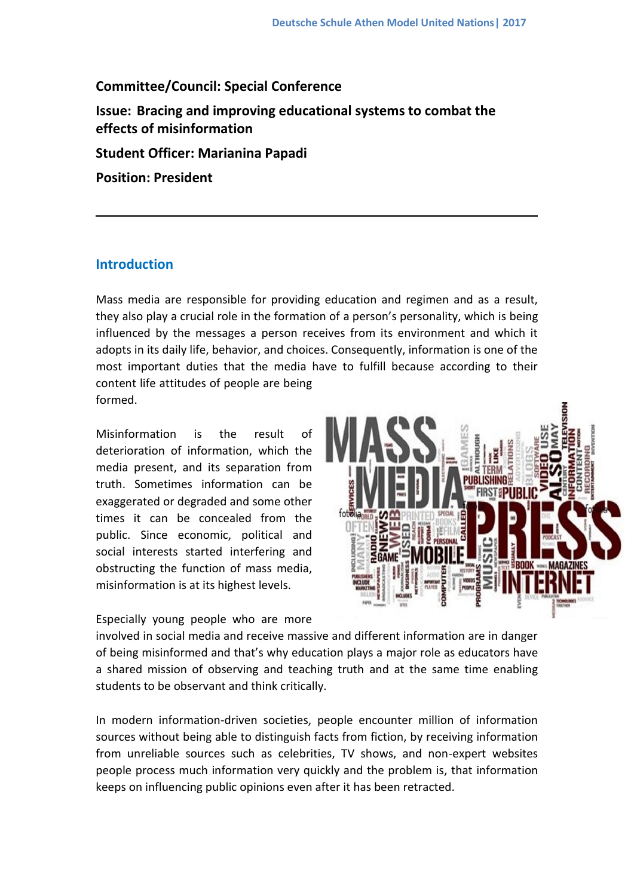**Committee/Council: Special Conference**

**Issue: Bracing and improving educational systems to combat the effects of misinformation**

**Student Officer: Marianina Papadi**

**Position: President**

## Introduction

Mass media are responsible for providing education and regimen and as a result, they also play a crucial role in the formation of a person's personality, which is being influenced by the messages a person receives from its environment and which it adopts in its daily life, behavior, and choices. Consequently, information is one of the most important duties that the media have to fulfill because according to their content life attitudes of people are being formed.

Misinformation is the result of deterioration of information, which the media present, and its separation from truth. Sometimes information can be exaggerated or degraded and some other times it can be concealed from the public. Since economic, political and social interests started interfering and obstructing the function of mass media, misinformation is at its highest levels.

Especially young people who are more involved in social media and receive massive and different information are in danger of being misinformed and that's why education plays a major role as educators have a shared mission of observing and teaching truth and at the same time enabling students to be observant and think critically.

In modern information-driven societies, people encounter million of information sources without being able to distinguish facts from fiction, by receiving information from unreliable sources such as celebrities, TV shows, and non-expert websites people process much information very quickly and the problem is, that information keeps on influencing public opinions even after it has been retracted.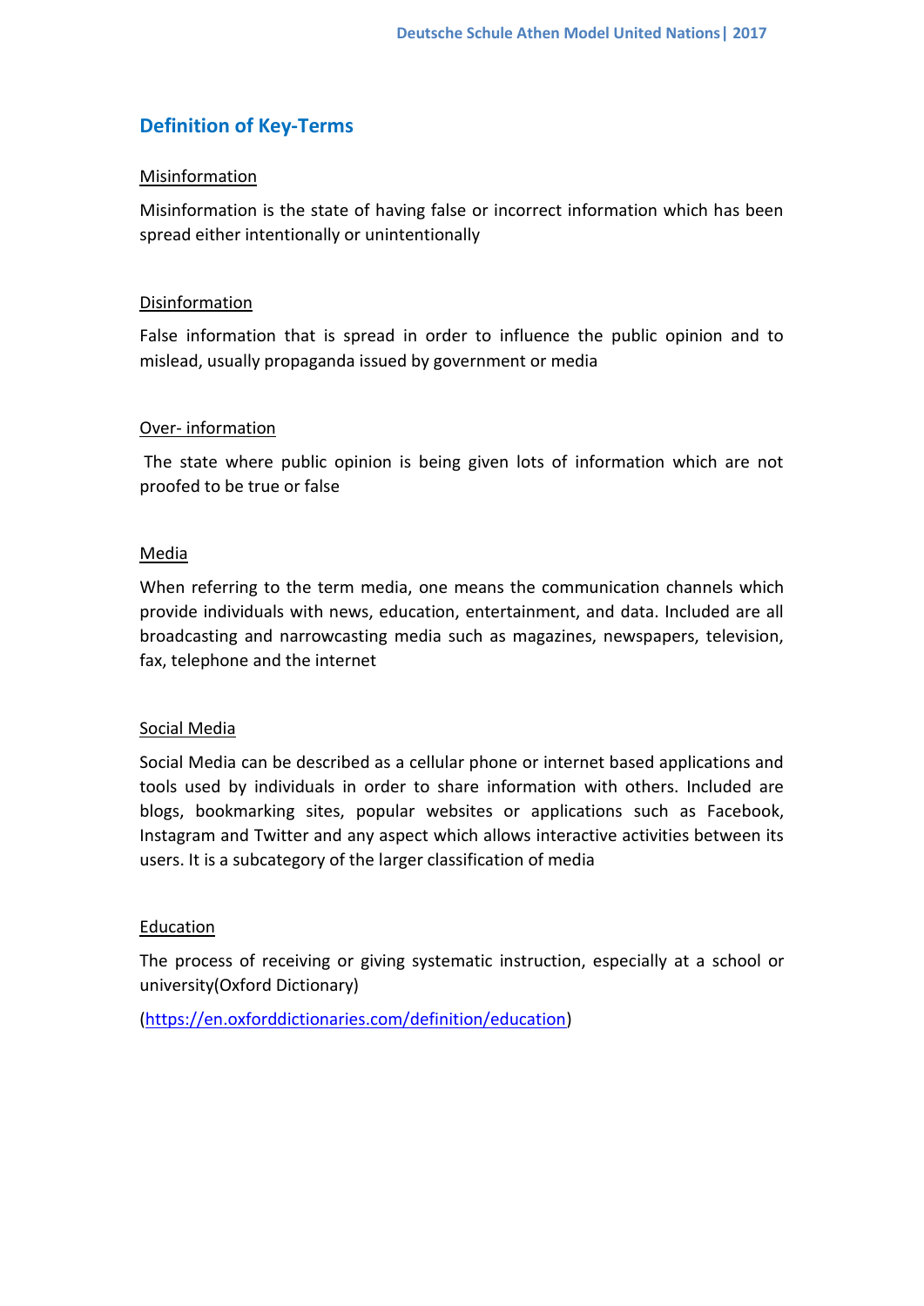## Definition of Key-Terms

### Misinformation

Misinformation is the state of having false or incorrect information which has been spread either intentionally or unintentionally

### Disinformation

False information that is spread in order to influence the public opinion and to mislead, usually propaganda issued by government or media

### Over- information

The state where public opinion is being given lots of information which are not proofed to be true or false

### Media

When referring to the term media, one means the communication channels which provide individuals with news, education, entertainment, and data. Included are all broadcasting and narrowcasting media such as magazines, newspapers, television, fax, telephone and the internet

### Social Media

Social Media can be described as a cellular phone or internet based applications and tools used by individuals in order to share information with others. Included are blogs, bookmarking sites, popular websites or applications such as Facebook, Instagram and Twitter and any aspect which allows interactive activities between its users. It is a subcategory of the larger classification of media

### Education

The process of receiving or giving systematic instruction, especially at a school or university(Oxford Dictionary)

(https://en.oxforddictionaries.com/definition/education)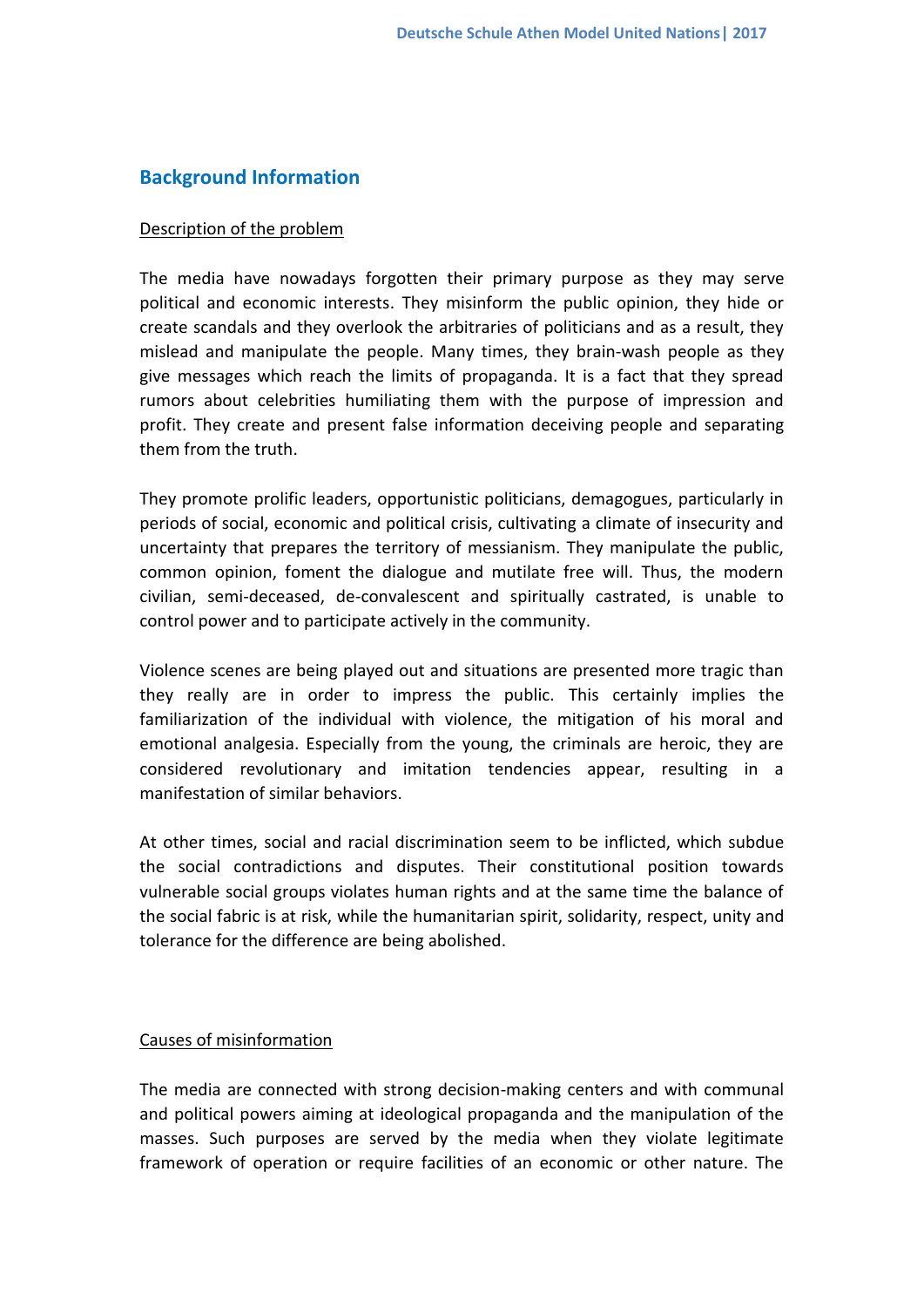## Background Information

Description of the problem

The media have nowadays forgotten their primary purpose as they may serve political and economic interests. They misinform the public opinion, they hide or create scandals and they overlook the arbitraries of politicians and as a result, they mislead and manipulate the people. Many times, they brain-wash people as they give messages which reach the limits of propaganda. It is a fact that they spread rumors about celebrities humiliating them with the purpose of impression and profit. They create and present false information deceiving people and separating them from the truth.

They promote prolific leaders, opportunistic politicians, demagogues, particularly in periods of social, economic and political crisis, cultivating a climate of insecurity and uncertainty that prepares the territory of messianism. They manipulate the public, common opinion, foment the dialogue and mutilate free will. Thus, the modern civilian, semi-deceased, de-convalescent and spiritually castrated, is unable to control power and to participate actively in the community.

Violence scenes are being played out and situations are presented more tragic than they really are in order to impress the public. This certainly implies the familiarization of the individual with violence, the mitigation of his moral and emotional analgesia. Especially from the young, the criminals are heroic, they are considered revolutionary and imitation tendencies appear, resulting in a manifestation of similar behaviors.

At other times, social and racial discrimination seem to be inflicted, which subdue the social contradictions and disputes. Their constitutional position towards vulnerable social groups violates human rights and at the same time the balance of the social fabric is at risk, while the humanitarian spirit, solidarity, respect, unity and tolerance for the difference are being abolished.

Causes of misinformation

The media are connected with strong decision-making centers and with communal and political powers aiming at ideological propaganda and the manipulation of the masses. Such purposes are served by the media when they violate legitimate framework of operation or require facilities of an economic or other nature. The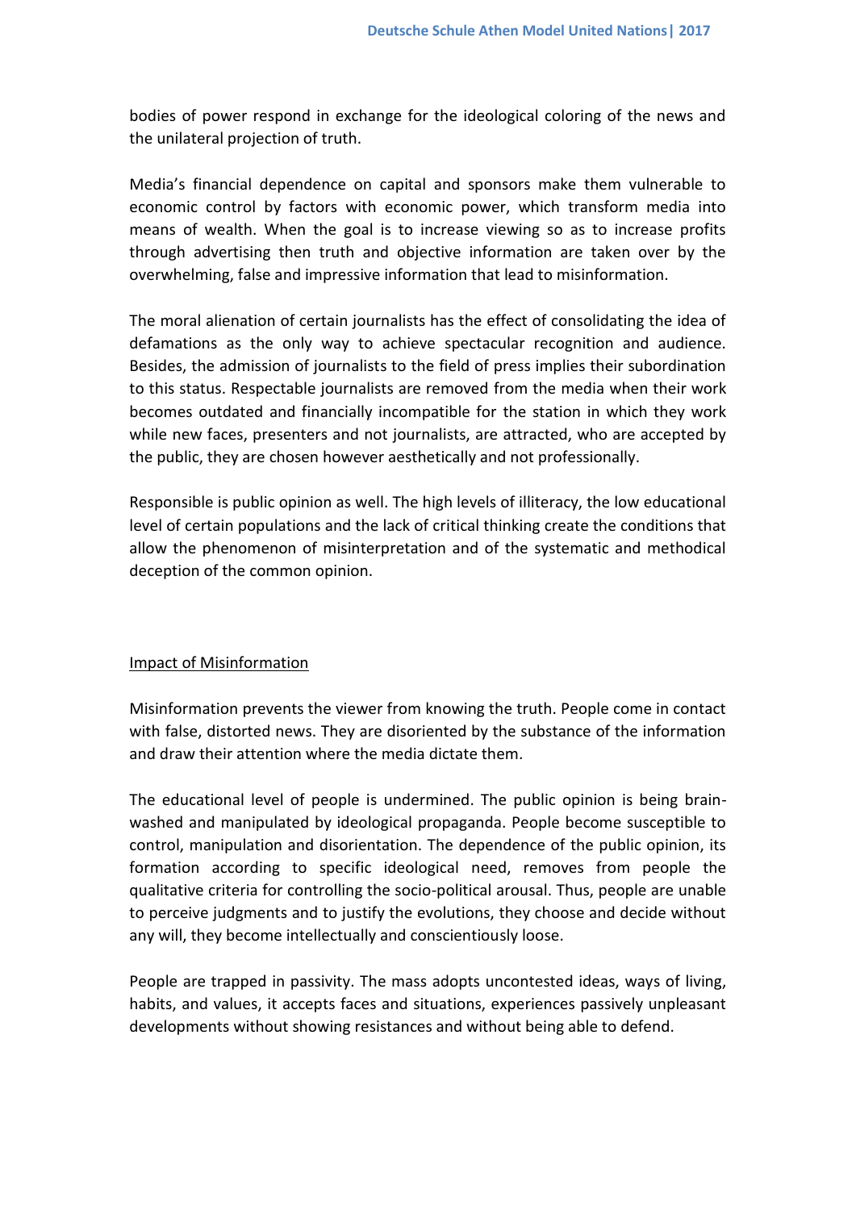bodies of power respond in exchange for the ideological coloring of the news and the unilateral projection of truth.

Media's financial dependence on capital and sponsors make them vulnerable to economic control by factors with economic power, which transform media into means of wealth. When the goal is to increase viewing so as to increase profits through advertising then truth and objective information are taken over by the overwhelming, false and impressive information that lead to misinformation.

The moral alienation of certain journalists has the effect of consolidating the idea of defamations as the only way to achieve spectacular recognition and audience. Besides, the admission of journalists to the field of press implies their subordination to this status. Respectable journalists are removed from the media when their work becomes outdated and financially incompatible for the station in which they work while new faces, presenters and not journalists, are attracted, who are accepted by the public, they are chosen however aesthetically and not professionally.

Responsible is public opinion as well. The high levels of illiteracy, the low educational level of certain populations and the lack of critical thinking create the conditions that allow the phenomenon of misinterpretation and of the systematic and methodical deception of the common opinion.

<u>Impact of Misinformation</u>

Misinformation prevents the viewer from knowing the truth. People come in contact with false, distorted news. They are disoriented by the substance of the information and draw their attention where the media dictate them.

The educational level of people is undermined. The public opinion is being brain-washed and manipulated by ideological propaganda. People become susceptible to control, manipulation and disorientation. The dependence of the public opinion, its formation according to specific ideological need, removes from people the qualitative criteria for controlling the socio-political arousal. Thus, people are unable to perceive judgments and to justify the evolutions, they choose and decide without any will, they become intellectually and conscientiously loose.

People are trapped in passivity. The mass adopts uncontested ideas, ways of living, habits, and values, it accepts faces and situations, experiences passively unpleasant developments without showing resistances and without being able to defend.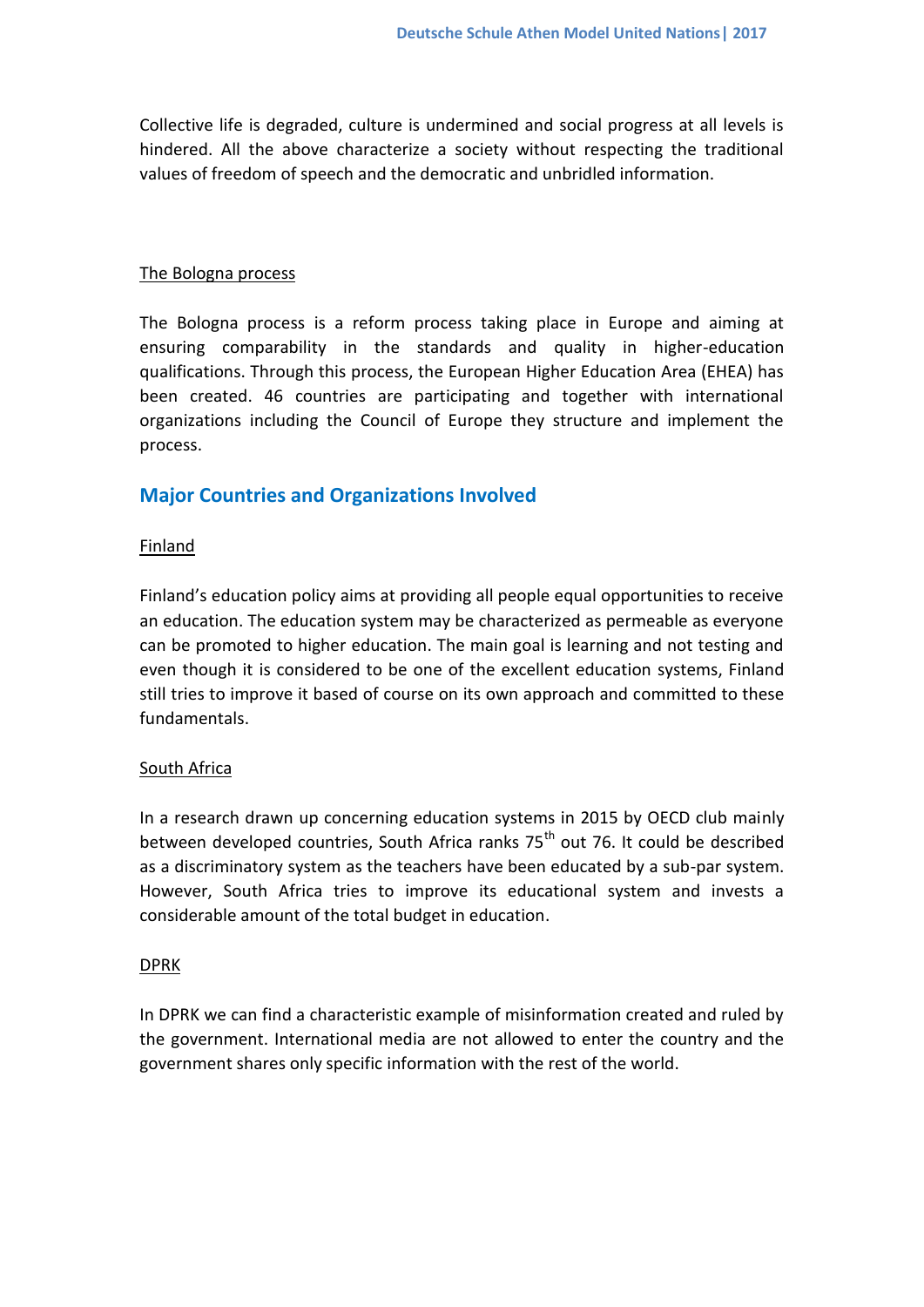Collective life is degraded, culture is undermined and social progress at all levels is hindered. All the above characterize a society without respecting the traditional values of freedom of speech and the democratic and unbridled information.

### The Bologna process

The Bologna process is a reform process taking place in Europe and aiming at ensuring comparability in the standards and quality in higher-education qualifications. Through this process, the European Higher Education Area (EHEA) has been created. 46 countries are participating and together with international organizations including the Council of Europe they structure and implement the process.

## Major Countries and Organizations Involved

### Finland

Finland's education policy aims at providing all people equal opportunities to receive an education. The education system may be characterized as permeable as everyone can be promoted to higher education. The main goal is learning and not testing and even though it is considered to be one of the excellent education systems, Finland still tries to improve it based of course on its own approach and committed to these fundamentals.

### South Africa

In a research drawn up concerning education systems in 2015 by OECD club mainly between developed countries, South Africa ranks 75th out 76. It could be described as a discriminatory system as the teachers have been educated by a sub-par system. However, South Africa tries to improve its educational system and invests a considerable amount of the total budget in education.

### DPRK

In DPRK we can find a characteristic example of misinformation created and ruled by the government. International media are not allowed to enter the country and the government shares only specific information with the rest of the world.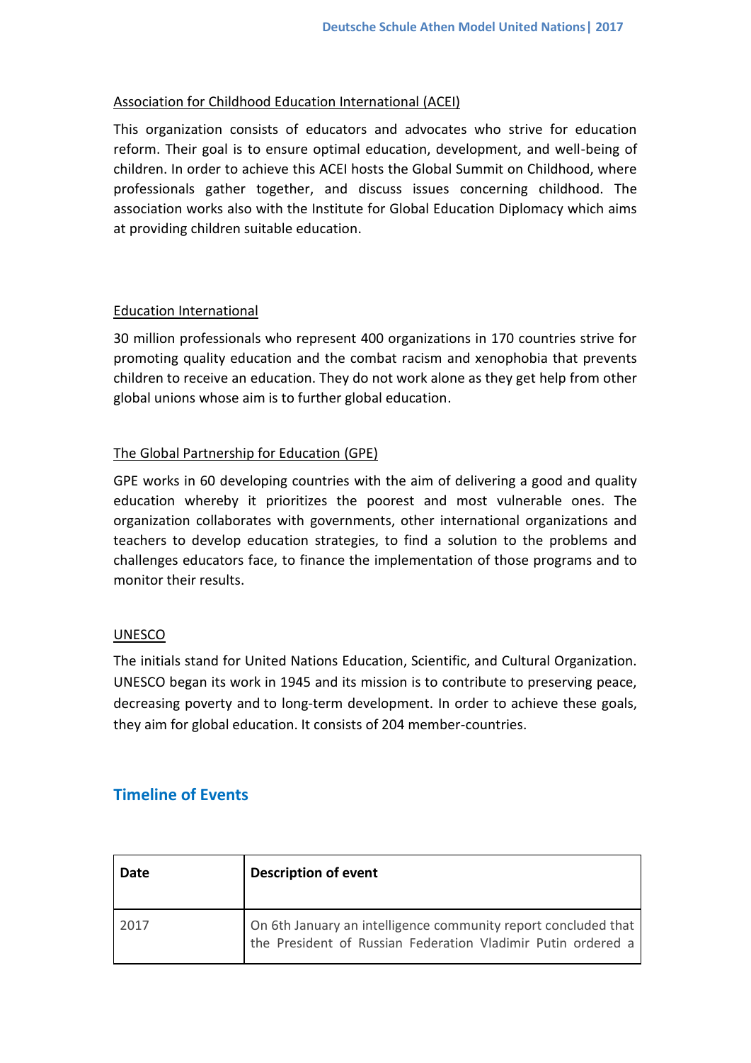<u>Association for Childhood Education International (ACEI)</u>

This organization consists of educators and advocates who strive for education reform. Their goal is to ensure optimal education, development, and well-being of children. In order to achieve this ACEI hosts the Global Summit on Childhood, where professionals gather together, and discuss issues concerning childhood. The association works also with the Institute for Global Education Diplomacy which aims at providing children suitable education.

<u>Education International</u>

30 million professionals who represent 400 organizations in 170 countries strive for promoting quality education and the combat racism and xenophobia that prevents children to receive an education. They do not work alone as they get help from other global unions whose aim is to further global education.

<u>The Global Partnership for Education (GPE)</u>

GPE works in 60 developing countries with the aim of delivering a good and quality education whereby it prioritizes the poorest and most vulnerable ones. The organization collaborates with governments, other international organizations and teachers to develop education strategies, to find a solution to the problems and challenges educators face, to finance the implementation of those programs and to monitor their results.

<u>UNESCO</u>

The initials stand for United Nations Education, Scientific, and Cultural Organization. UNESCO began its work in 1945 and its mission is to contribute to preserving peace, decreasing poverty and to long-term development. In order to achieve these goals, they aim for global education. It consists of 204 member-countries.

## Timeline of Events

| Date | Description of event |
|---|---|
| 2017 | On 6th January an intelligence community report concluded that the President of Russian Federation Vladimir Putin ordered a |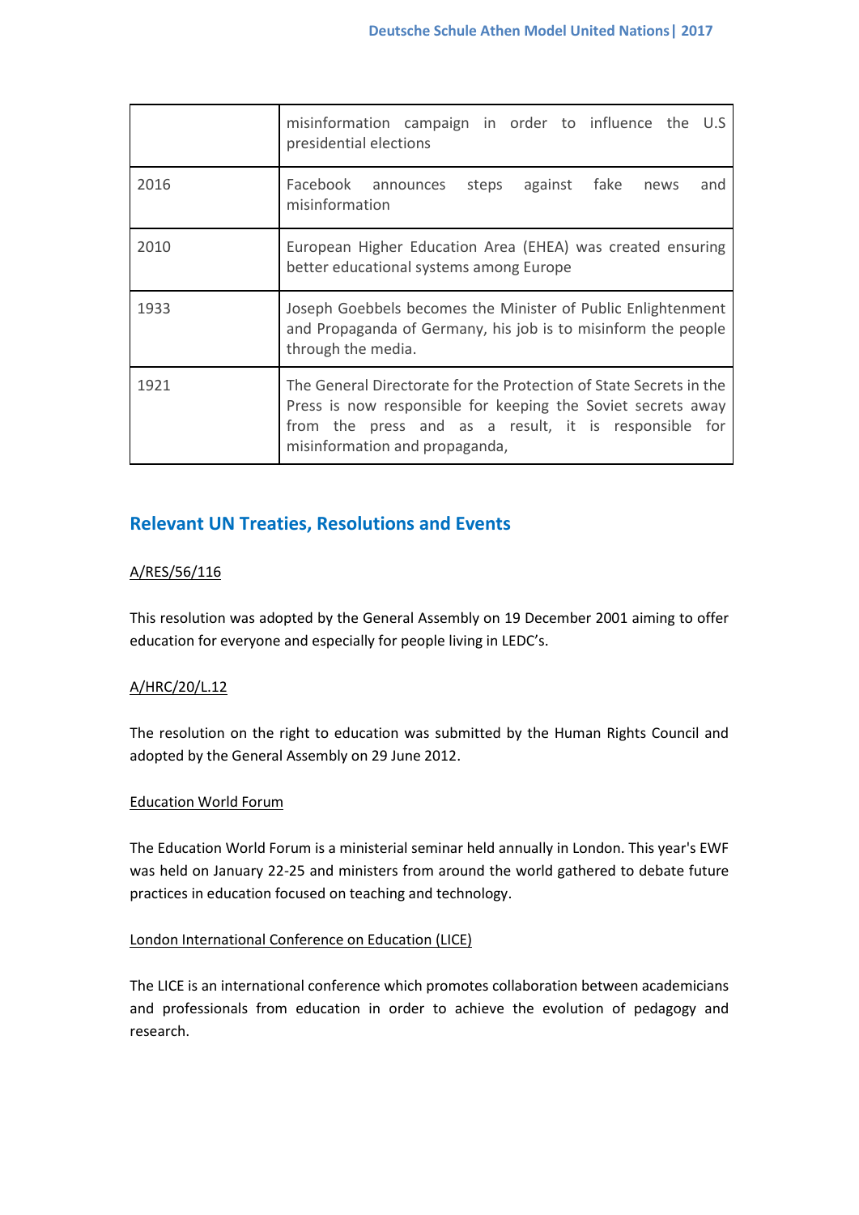| | |
|---|---|
| | misinformation campaign in order to influence the U.S presidential elections |
| 2016 | Facebook announces steps against fake news and misinformation |
| 2010 | European Higher Education Area (EHEA) was created ensuring better educational systems among Europe |
| 1933 | Joseph Goebbels becomes the Minister of Public Enlightenment and Propaganda of Germany, his job is to misinform the people through the media. |
| 1921 | The General Directorate for the Protection of State Secrets in the Press is now responsible for keeping the Soviet secrets away from the press and as a result, it is responsible for misinformation and propaganda, |

## Relevant UN Treaties, Resolutions and Events

A/RES/56/116

This resolution was adopted by the General Assembly on 19 December 2001 aiming to offer education for everyone and especially for people living in LEDC's.

A/HRC/20/L.12

The resolution on the right to education was submitted by the Human Rights Council and adopted by the General Assembly on 29 June 2012.

Education World Forum

The Education World Forum is a ministerial seminar held annually in London. This year's EWF was held on January 22-25 and ministers from around the world gathered to debate future practices in education focused on teaching and technology.

London International Conference on Education (LICE)

The LICE is an international conference which promotes collaboration between academicians and professionals from education in order to achieve the evolution of pedagogy and research.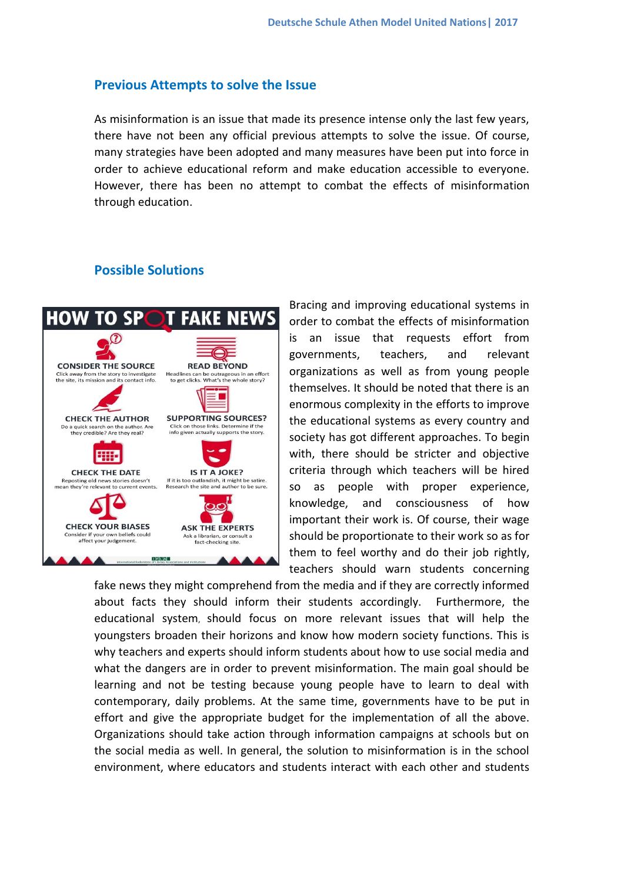## Previous Attempts to solve the Issue

As misinformation is an issue that made its presence intense only the last few years, there have not been any official previous attempts to solve the issue. Of course, many strategies have been adopted and many measures have been put into force in order to achieve educational reform and make education accessible to everyone. However, there has been no attempt to combat the effects of misinformation through education.

## Possible Solutions

**HOW TO SPOT FAKE NEWS**

- **CONSIDER THE SOURCE** Click away from the story to investigate the site, its mission and its contact info.
- **READ BEYOND** Headlines can be outrageous in an effort to get clicks. What's the whole story?
- **CHECK THE AUTHOR** Do a quick search on the author. Are they credible? Are they real?
- **SUPPORTING SOURCES?** Click on those links. Determine if the info given actually supports the story.
- **CHECK THE DATE** Reposting old news stories doesn't mean they're relevant to current events.
- **IS IT A JOKE?** If it is too outlandish, it might be satire. Research the site and author to be sure.
- **CHECK YOUR BIASES** Consider if your own beliefs could affect your judgement.
- **ASK THE EXPERTS** Ask a librarian, or consult a fact-checking site.

Bracing and improving educational systems in order to combat the effects of misinformation is an issue that requests effort from governments, teachers, and relevant organizations as well as from young people themselves. It should be noted that there is an enormous complexity in the efforts to improve the educational systems as every country and society has got different approaches. To begin with, there should be stricter and objective criteria through which teachers will be hired so as people with proper experience, knowledge, and consciousness of how important their work is. Of course, their wage should be proportionate to their work so as for them to feel worthy and do their job rightly, teachers should warn students concerning fake news they might comprehend from the media and if they are correctly informed about facts they should inform their students accordingly. Furthermore, the educational system, should focus on more relevant issues that will help the youngsters broaden their horizons and know how modern society functions. This is why teachers and experts should inform students about how to use social media and what the dangers are in order to prevent misinformation. The main goal should be learning and not be testing because young people have to learn to deal with contemporary, daily problems. At the same time, governments have to be put in effort and give the appropriate budget for the implementation of all the above. Organizations should take action through information campaigns at schools but on the social media as well. In general, the solution to misinformation is in the school environment, where educators and students interact with each other and students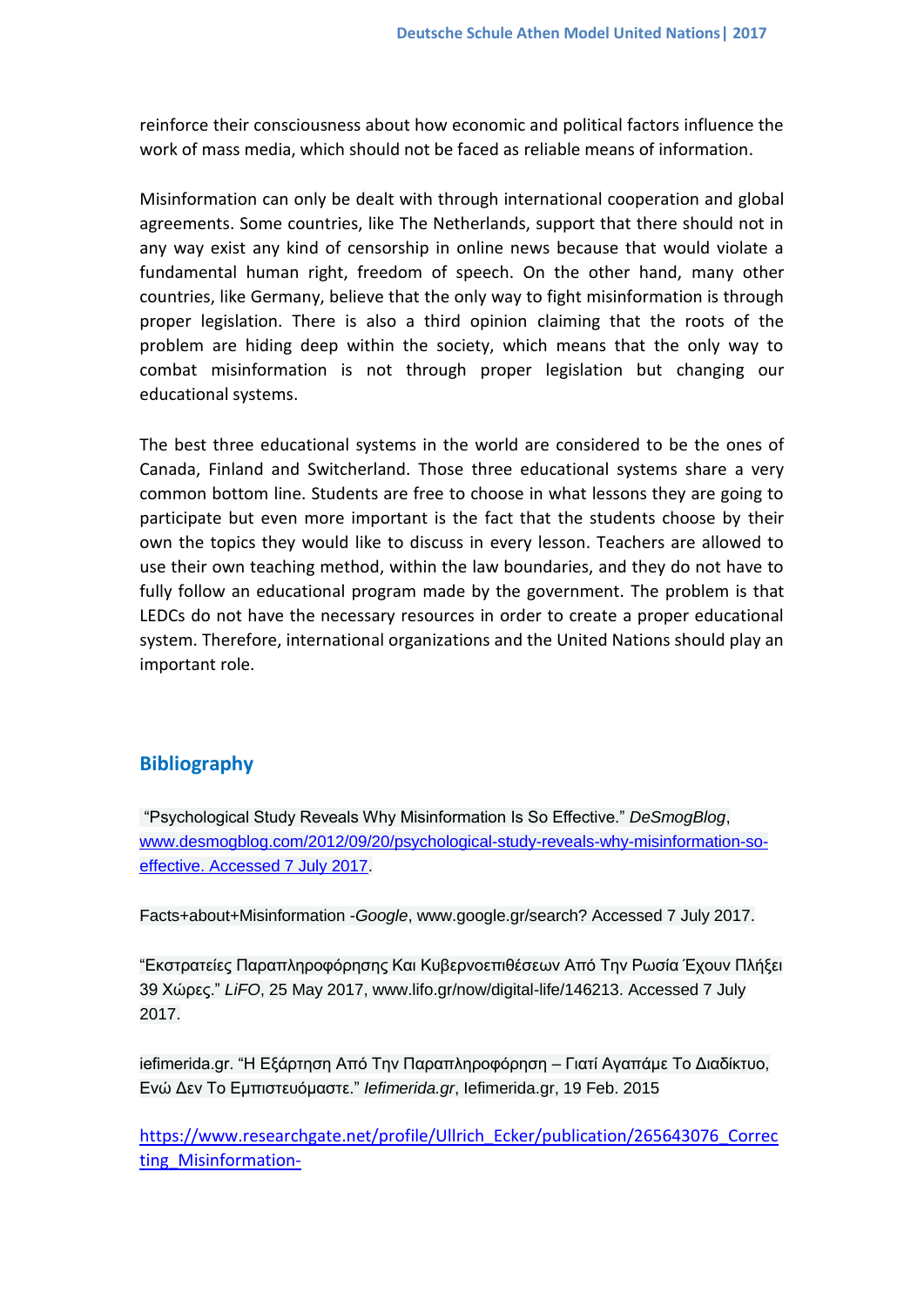reinforce their consciousness about how economic and political factors influence the work of mass media, which should not be faced as reliable means of information.

Misinformation can only be dealt with through international cooperation and global agreements. Some countries, like The Netherlands, support that there should not in any way exist any kind of censorship in online news because that would violate a fundamental human right, freedom of speech. On the other hand, many other countries, like Germany, believe that the only way to fight misinformation is through proper legislation. There is also a third opinion claiming that the roots of the problem are hiding deep within the society, which means that the only way to combat misinformation is not through proper legislation but changing our educational systems.

The best three educational systems in the world are considered to be the ones of Canada, Finland and Switcherland. Those three educational systems share a very common bottom line. Students are free to choose in what lessons they are going to participate but even more important is the fact that the students choose by their own the topics they would like to discuss in every lesson. Teachers are allowed to use their own teaching method, within the law boundaries, and they do not have to fully follow an educational program made by the government. The problem is that LEDCs do not have the necessary resources in order to create a proper educational system. Therefore, international organizations and the United Nations should play an important role.

## Bibliography

"Psychological Study Reveals Why Misinformation Is So Effective." *DeSmogBlog*, www.desmogblog.com/2012/09/20/psychological-study-reveals-why-misinformation-so-effective. Accessed 7 July 2017.

Facts+about+Misinformation -*Google*, www.google.gr/search? Accessed 7 July 2017.

"Εκστρατείες Παραπληροφόρησης Και Κυβερνοεπιθέσεων Από Την Ρωσία Έχουν Πλήξει 39 Χώρες." *LiFO*, 25 May 2017, www.lifo.gr/now/digital-life/146213. Accessed 7 July 2017.

iefimerida.gr. "Η Εξάρτηση Από Την Παραπληροφόρηση – Γιατί Αγαπάμε Το Διαδίκτυο, Ενώ Δεν Το Εμπιστευόμαστε." *Iefimerida.gr*, Iefimerida.gr, 19 Feb. 2015

https://www.researchgate.net/profile/Ullrich_Ecker/publication/265643076_Correcting_Misinformation-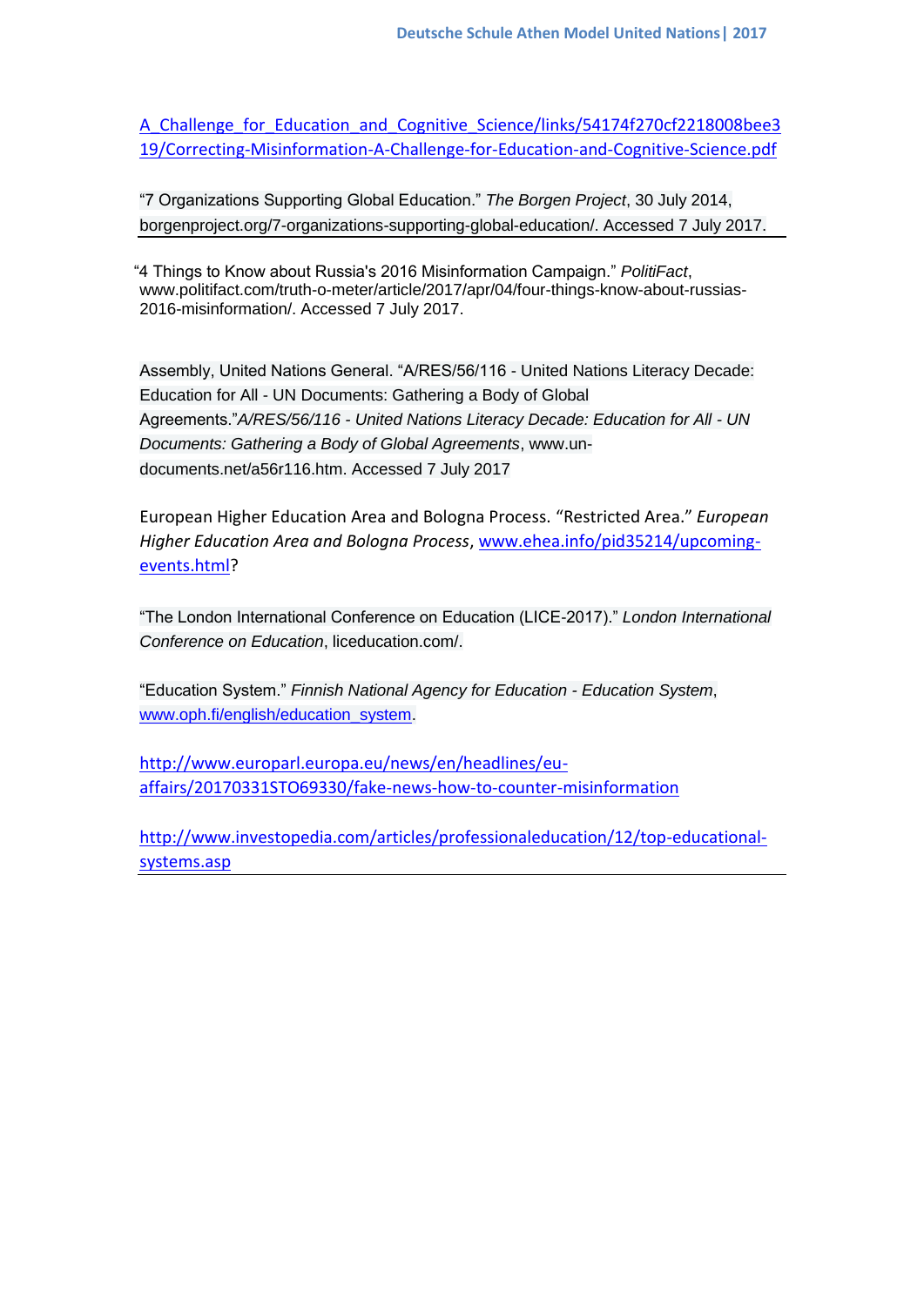A_Challenge_for_Education_and_Cognitive_Science/links/54174f270cf2218008bee319/Correcting-Misinformation-A-Challenge-for-Education-and-Cognitive-Science.pdf

"7 Organizations Supporting Global Education." *The Borgen Project*, 30 July 2014, borgenproject.org/7-organizations-supporting-global-education/. Accessed 7 July 2017.

"4 Things to Know about Russia's 2016 Misinformation Campaign." *PolitiFact*, www.politifact.com/truth-o-meter/article/2017/apr/04/four-things-know-about-russias-2016-misinformation/. Accessed 7 July 2017.

Assembly, United Nations General. "A/RES/56/116 - United Nations Literacy Decade: Education for All - UN Documents: Gathering a Body of Global Agreements."*A/RES/56/116 - United Nations Literacy Decade: Education for All - UN Documents: Gathering a Body of Global Agreements*, www.un-documents.net/a56r116.htm. Accessed 7 July 2017

European Higher Education Area and Bologna Process. "Restricted Area." *European Higher Education Area and Bologna Process*, www.ehea.info/pid35214/upcoming-events.html?

"The London International Conference on Education (LICE-2017)." *London International Conference on Education*, liceducation.com/.

"Education System." *Finnish National Agency for Education - Education System*, www.oph.fi/english/education_system.

http://www.europarl.europa.eu/news/en/headlines/eu-affairs/20170331STO69330/fake-news-how-to-counter-misinformation

http://www.investopedia.com/articles/professionaleducation/12/top-educational-systems.asp